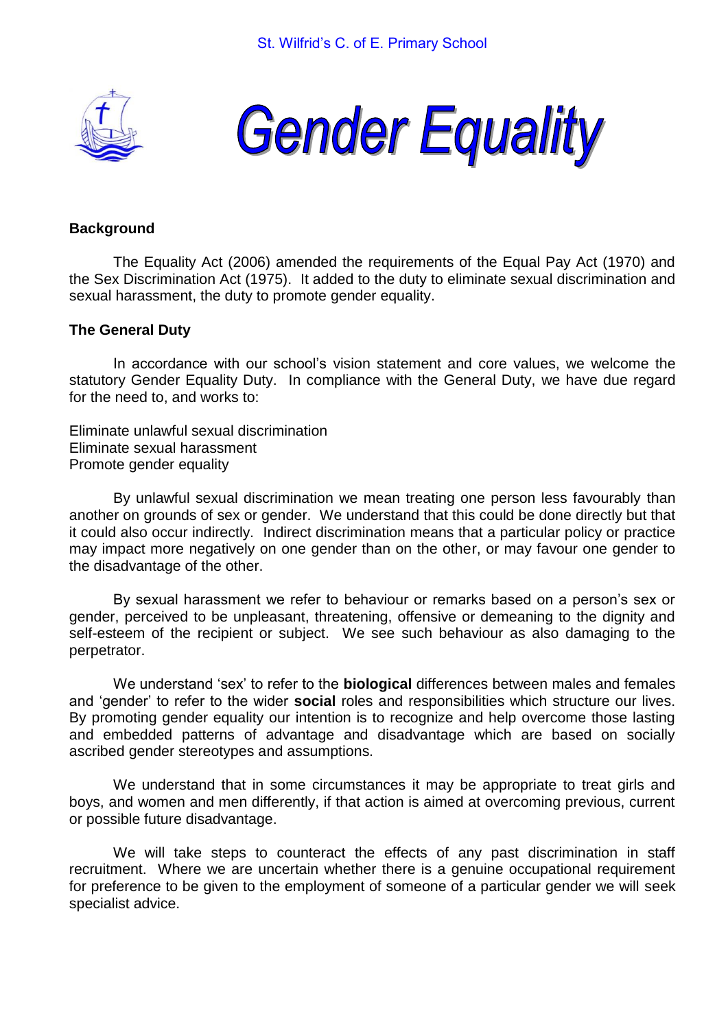St. Wilfrid's C. of E. Primary School

# Gender Equality

## Background

The Equality Act (2006) amended the requirements of the Equal Pay Act (1970) and the Sex Discrimination Act (1975). It added to the duty to eliminate sexual discrimination and sexual harassment, the duty to promote gender equality.

## The General Duty

In accordance with our school's vision statement and core values, we welcome the statutory Gender Equality Duty. In compliance with the General Duty, we have due regard for the need to, and works to:

Eliminate unlawful sexual discrimination
Eliminate sexual harassment
Promote gender equality

By unlawful sexual discrimination we mean treating one person less favourably than another on grounds of sex or gender. We understand that this could be done directly but that it could also occur indirectly. Indirect discrimination means that a particular policy or practice may impact more negatively on one gender than on the other, or may favour one gender to the disadvantage of the other.

By sexual harassment we refer to behaviour or remarks based on a person's sex or gender, perceived to be unpleasant, threatening, offensive or demeaning to the dignity and self-esteem of the recipient or subject. We see such behaviour as also damaging to the perpetrator.

We understand 'sex' to refer to the **biological** differences between males and females and 'gender' to refer to the wider **social** roles and responsibilities which structure our lives. By promoting gender equality our intention is to recognize and help overcome those lasting and embedded patterns of advantage and disadvantage which are based on socially ascribed gender stereotypes and assumptions.

We understand that in some circumstances it may be appropriate to treat girls and boys, and women and men differently, if that action is aimed at overcoming previous, current or possible future disadvantage.

We will take steps to counteract the effects of any past discrimination in staff recruitment. Where we are uncertain whether there is a genuine occupational requirement for preference to be given to the employment of someone of a particular gender we will seek specialist advice.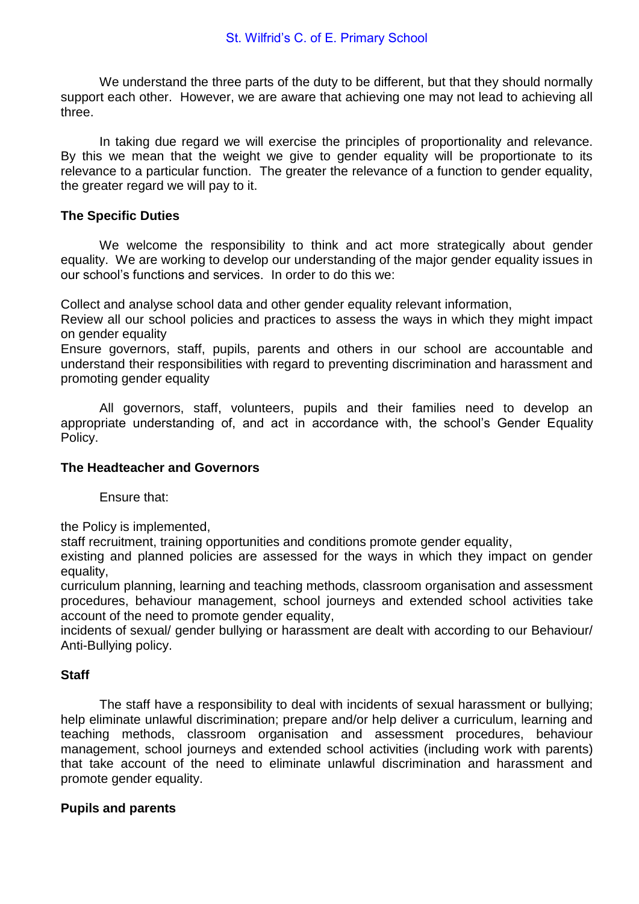We understand the three parts of the duty to be different, but that they should normally support each other. However, we are aware that achieving one may not lead to achieving all three.

In taking due regard we will exercise the principles of proportionality and relevance. By this we mean that the weight we give to gender equality will be proportionate to its relevance to a particular function. The greater the relevance of a function to gender equality, the greater regard we will pay to it.

**The Specific Duties**

We welcome the responsibility to think and act more strategically about gender equality. We are working to develop our understanding of the major gender equality issues in our school's functions and services. In order to do this we:

Collect and analyse school data and other gender equality relevant information,
Review all our school policies and practices to assess the ways in which they might impact on gender equality
Ensure governors, staff, pupils, parents and others in our school are accountable and understand their responsibilities with regard to preventing discrimination and harassment and promoting gender equality

All governors, staff, volunteers, pupils and their families need to develop an appropriate understanding of, and act in accordance with, the school's Gender Equality Policy.

**The Headteacher and Governors**

Ensure that:

the Policy is implemented,
staff recruitment, training opportunities and conditions promote gender equality,
existing and planned policies are assessed for the ways in which they impact on gender equality,
curriculum planning, learning and teaching methods, classroom organisation and assessment procedures, behaviour management, school journeys and extended school activities take account of the need to promote gender equality,
incidents of sexual/ gender bullying or harassment are dealt with according to our Behaviour/ Anti-Bullying policy.

**Staff**

The staff have a responsibility to deal with incidents of sexual harassment or bullying; help eliminate unlawful discrimination; prepare and/or help deliver a curriculum, learning and teaching methods, classroom organisation and assessment procedures, behaviour management, school journeys and extended school activities (including work with parents) that take account of the need to eliminate unlawful discrimination and harassment and promote gender equality.

**Pupils and parents**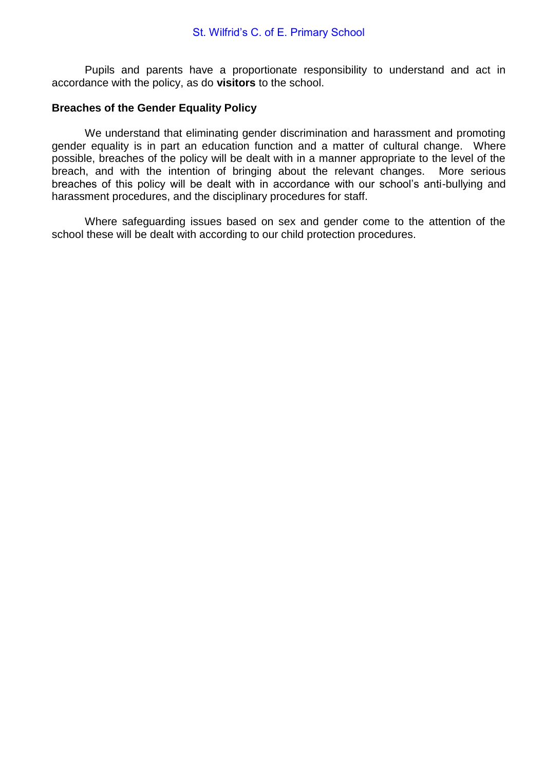Pupils and parents have a proportionate responsibility to understand and act in accordance with the policy, as do **visitors** to the school.

**Breaches of the Gender Equality Policy**

We understand that eliminating gender discrimination and harassment and promoting gender equality is in part an education function and a matter of cultural change. Where possible, breaches of the policy will be dealt with in a manner appropriate to the level of the breach, and with the intention of bringing about the relevant changes. More serious breaches of this policy will be dealt with in accordance with our school's anti-bullying and harassment procedures, and the disciplinary procedures for staff.

Where safeguarding issues based on sex and gender come to the attention of the school these will be dealt with according to our child protection procedures.